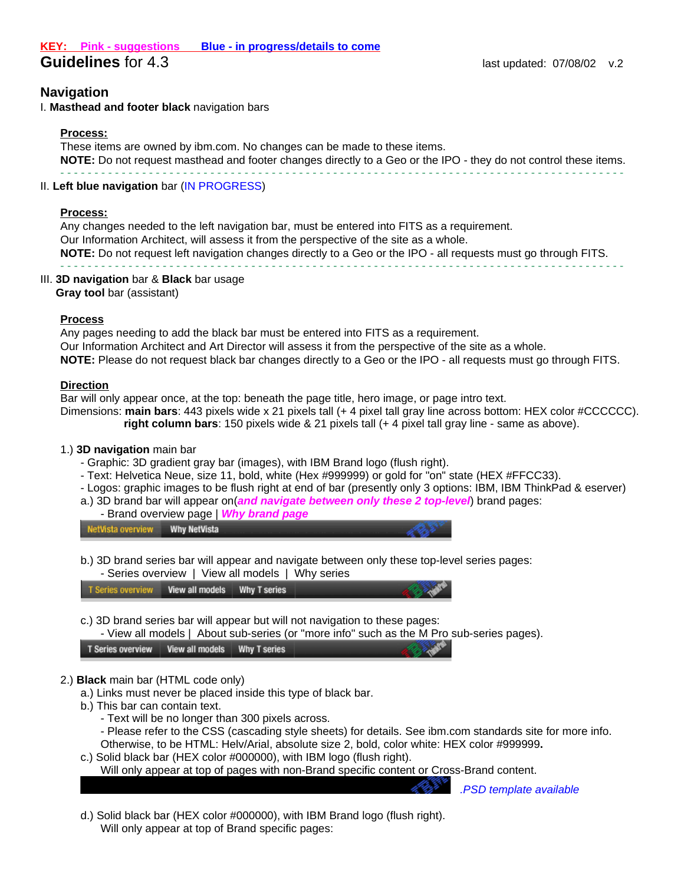**KEY: Pink - suggestions Blue - in progress/details to come**

# Guidelines for 4.3

last updated: 07/08/02 v.2

## Navigation

I. **Masthead and footer black** navigation bars

**Process:**

These items are owned by ibm.com. No changes can be made to these items.

**NOTE:** Do not request masthead and footer changes directly to a Geo or the IPO - they do not control these items.

- - - - - - - - - - - - - - - - - - - - - - - - - - - - - - - - - - - - - - - - - - - - - - - - - - - - - - - - - - - - - -

II. **Left blue navigation** bar (IN PROGRESS)

**Process:**

Any changes needed to the left navigation bar, must be entered into FITS as a requirement.

Our Information Architect, will assess it from the perspective of the site as a whole.

**NOTE:** Do not request left navigation changes directly to a Geo or the IPO - all requests must go through FITS.

- - - - - - - - - - - - - - - - - - - - - - - - - - - - - - - - - - - - - - - - - - - - - - - - - - - - - - - - - - - - - -

III. **3D navigation** bar & **Black** bar usage
**Gray tool** bar (assistant)

**Process**

Any pages needing to add the black bar must be entered into FITS as a requirement.

Our Information Architect and Art Director will assess it from the perspective of the site as a whole.

**NOTE:** Please do not request black bar changes directly to a Geo or the IPO - all requests must go through FITS.

**Direction**

Bar will only appear once, at the top: beneath the page title, hero image, or page intro text.

Dimensions: **main bars**: 443 pixels wide x 21 pixels tall (+ 4 pixel tall gray line across bottom: HEX color #CCCCCC).
**right column bars**: 150 pixels wide & 21 pixels tall (+ 4 pixel tall gray line - same as above).

1.) **3D navigation** main bar
- Graphic: 3D gradient gray bar (images), with IBM Brand logo (flush right).
- Text: Helvetica Neue, size 11, bold, white (Hex #999999) or gold for "on" state (HEX #FFCC33).
- Logos: graphic images to be flush right at end of bar (presently only 3 options: IBM, IBM ThinkPad & eserver)

a.) 3D brand bar will appear on(***and navigate between only these 2 top-level***) brand pages:
- Brand overview page | ***Why brand page***

NetVista overview | Why NetVista

b.) 3D brand series bar will appear and navigate between only these top-level series pages:
- Series overview | View all models | Why series

T Series overview | View all models | Why T series

c.) 3D brand series bar will appear but will not navigation to these pages:
- View all models | About sub-series (or "more info" such as the M Pro sub-series pages).

T Series overview | View all models | Why T series

2.) **Black** main bar (HTML code only)

a.) Links must never be placed inside this type of black bar.

b.) This bar can contain text.
- Text will be no longer than 300 pixels across.
- Please refer to the CSS (cascading style sheets) for details. See ibm.com standards site for more info. Otherwise, to be HTML: Helv/Arial, absolute size 2, bold, color white: HEX color #999999**.**

c.) Solid black bar (HEX color #000000), with IBM logo (flush right).
Will only appear at top of pages with non-Brand specific content or Cross-Brand content.

*.PSD template available*

d.) Solid black bar (HEX color #000000), with IBM Brand logo (flush right).
Will only appear at top of Brand specific pages: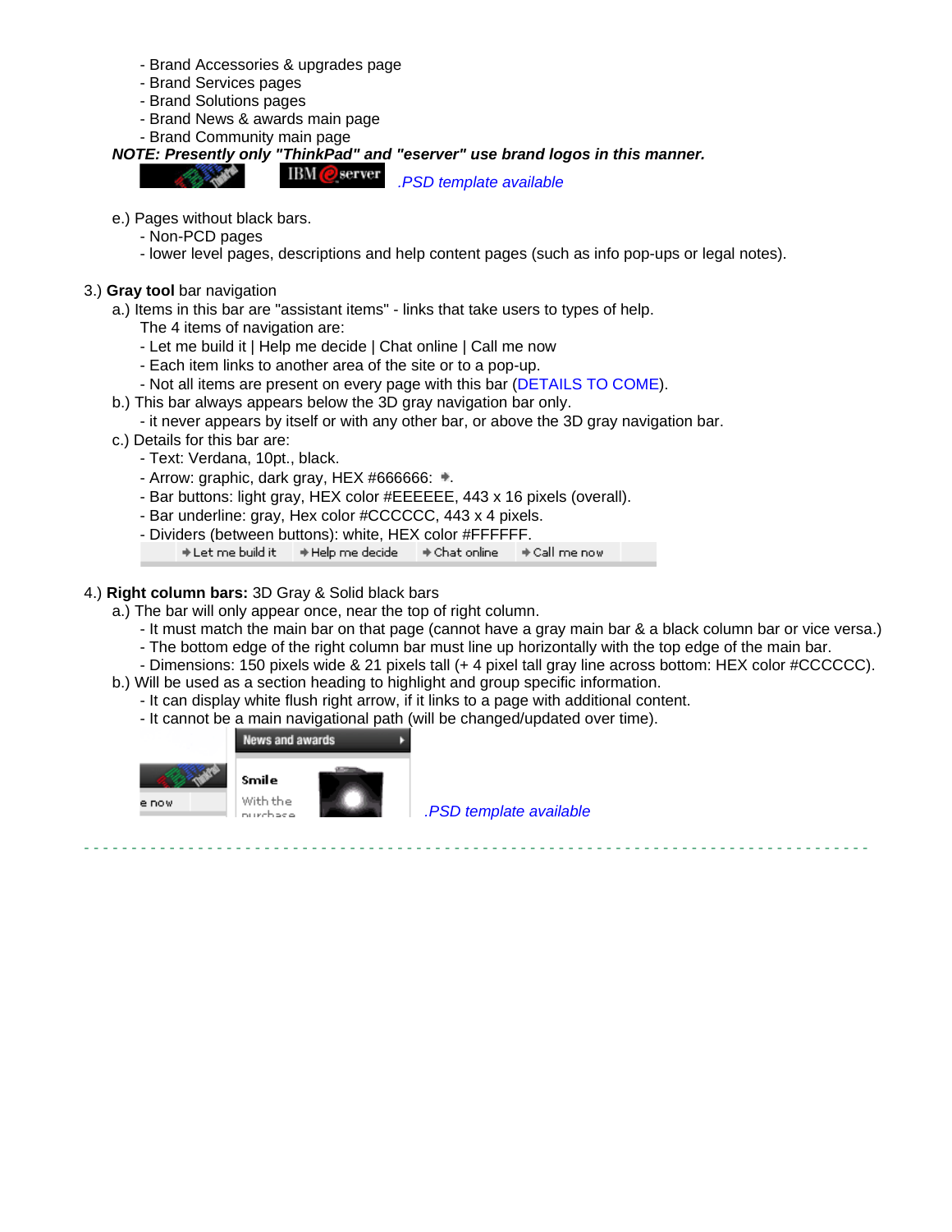- Brand Accessories & upgrades page
- Brand Services pages
- Brand Solutions pages
- Brand News & awards main page
- Brand Community main page

***NOTE: Presently only "ThinkPad" and "eserver" use brand logos in this manner.***

*.PSD template available*

e.) Pages without black bars.
- Non-PCD pages
- lower level pages, descriptions and help content pages (such as info pop-ups or legal notes).

3.) **Gray tool** bar navigation

a.) Items in this bar are "assistant items" - links that take users to types of help.
The 4 items of navigation are:
- Let me build it | Help me decide | Chat online | Call me now
- Each item links to another area of the site or to a pop-up.
- Not all items are present on every page with this bar (DETAILS TO COME).

b.) This bar always appears below the 3D gray navigation bar only.
- it never appears by itself or with any other bar, or above the 3D gray navigation bar.

c.) Details for this bar are:
- Text: Verdana, 10pt., black.
- Arrow: graphic, dark gray, HEX #666666: .
- Bar buttons: light gray, HEX color #EEEEEE, 443 x 16 pixels (overall).
- Bar underline: gray, Hex color #CCCCCC, 443 x 4 pixels.
- Dividers (between buttons): white, HEX color #FFFFFF.

4.) **Right column bars:** 3D Gray & Solid black bars

a.) The bar will only appear once, near the top of right column.
- It must match the main bar on that page (cannot have a gray main bar & a black column bar or vice versa.)
- The bottom edge of the right column bar must line up horizontally with the top edge of the main bar.
- Dimensions: 150 pixels wide & 21 pixels tall (+ 4 pixel tall gray line across bottom: HEX color #CCCCCC).

b.) Will be used as a section heading to highlight and group specific information.
- It can display white flush right arrow, if it links to a page with additional content.
- It cannot be a main navigational path (will be changed/updated over time).

*.PSD template available*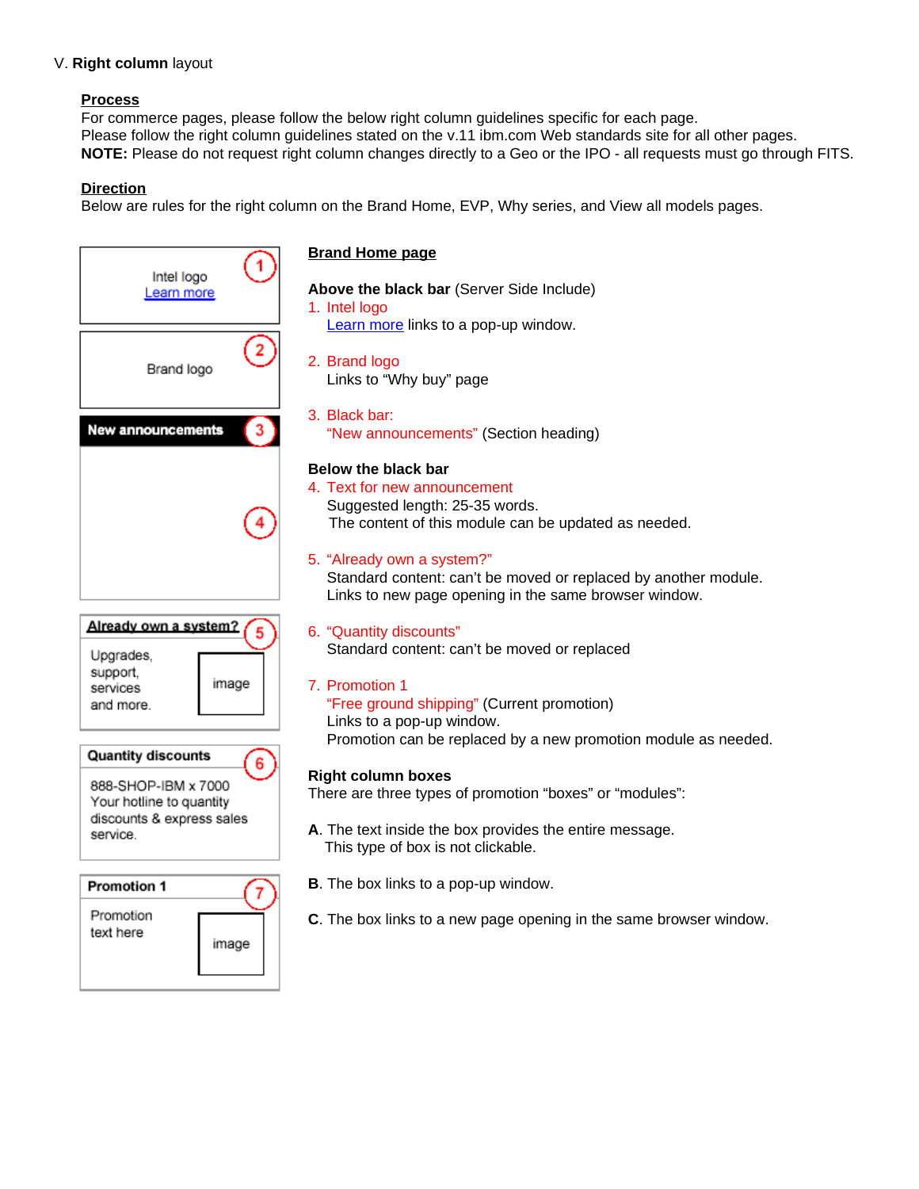V. **Right column** layout

**Process**

For commerce pages, please follow the below right column guidelines specific for each page.
Please follow the right column guidelines stated on the v.11 ibm.com Web standards site for all other pages.
**NOTE:** Please do not request right column changes directly to a Geo or the IPO - all requests must go through FITS.

**Direction**

Below are rules for the right column on the Brand Home, EVP, Why series, and View all models pages.

Intel logo
Learn more
(1)

Brand logo
(2)

**New announcements** (3)

(4)

**Already own a system?** (5)
Upgrades, support, services and more.
image

**Quantity discounts** (6)
888-SHOP-IBM x 7000
Your hotline to quantity discounts & express sales service.

**Promotion 1** (7)
Promotion text here
image

**Brand Home page**

**Above the black bar** (Server Side Include)

1. Intel logo
   Learn more links to a pop-up window.

2. Brand logo
   Links to "Why buy" page

3. Black bar:
   "New announcements" (Section heading)

**Below the black bar**

4. Text for new announcement
   Suggested length: 25-35 words.
   The content of this module can be updated as needed.

5. "Already own a system?"
   Standard content: can't be moved or replaced by another module.
   Links to new page opening in the same browser window.

6. "Quantity discounts"
   Standard content: can't be moved or replaced

7. Promotion 1
   "Free ground shipping" (Current promotion)
   Links to a pop-up window.
   Promotion can be replaced by a new promotion module as needed.

**Right column boxes**

There are three types of promotion "boxes" or "modules":

**A**. The text inside the box provides the entire message.
This type of box is not clickable.

**B**. The box links to a pop-up window.

**C**. The box links to a new page opening in the same browser window.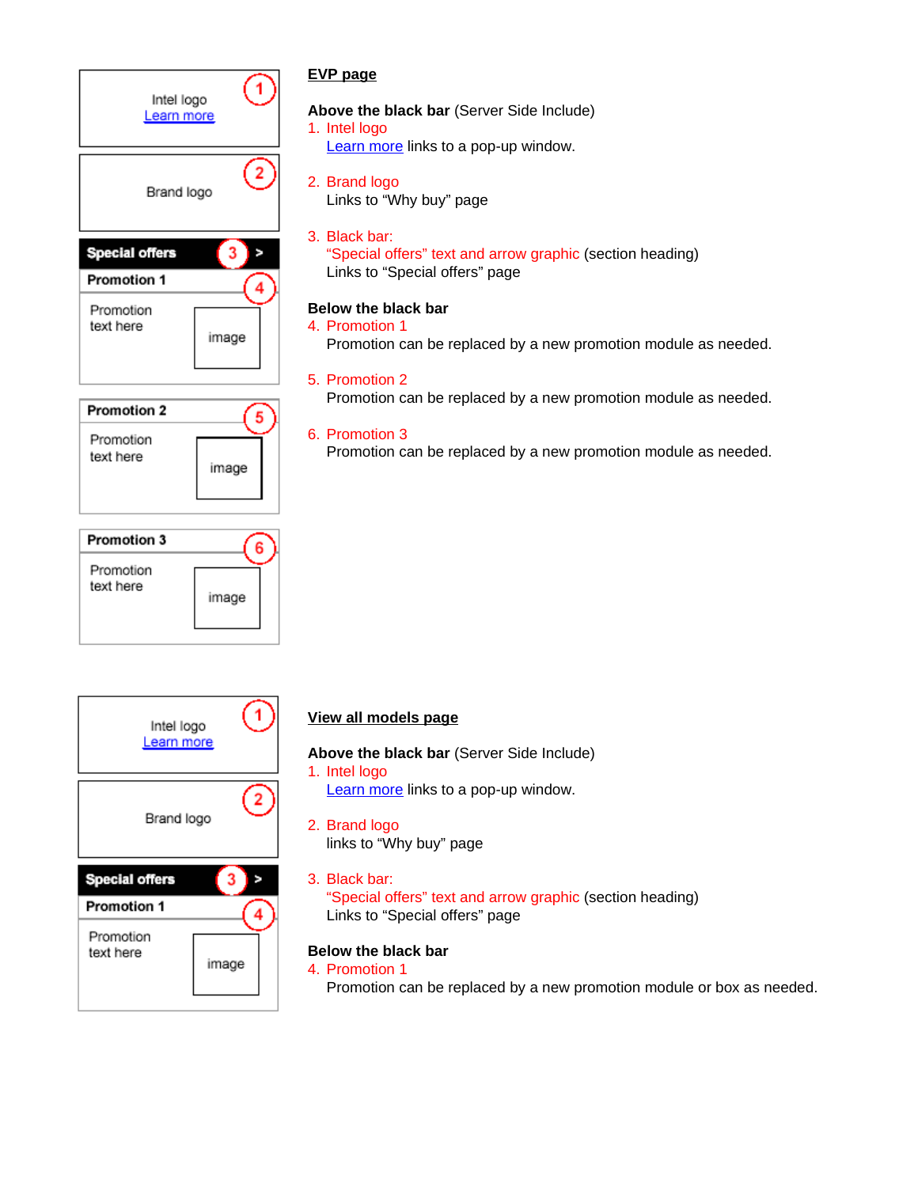Intel logo
Learn more

Brand logo

Special offers >

Promotion 1

Promotion text here

image

Promotion 2

Promotion text here

image

Promotion 3

Promotion text here

image

## EVP page

**Above the black bar** (Server Side Include)

1. Intel logo
   Learn more links to a pop-up window.

2. Brand logo
   Links to "Why buy" page

3. Black bar:
   "Special offers" text and arrow graphic (section heading)
   Links to "Special offers" page

**Below the black bar**

4. Promotion 1
   Promotion can be replaced by a new promotion module as needed.

5. Promotion 2
   Promotion can be replaced by a new promotion module as needed.

6. Promotion 3
   Promotion can be replaced by a new promotion module as needed.

Intel logo
Learn more

Brand logo

Special offers >

Promotion 1

Promotion text here

image

## View all models page

**Above the black bar** (Server Side Include)

1. Intel logo
   Learn more links to a pop-up window.

2. Brand logo
   links to "Why buy" page

3. Black bar:
   "Special offers" text and arrow graphic (section heading)
   Links to "Special offers" page

**Below the black bar**

4. Promotion 1
   Promotion can be replaced by a new promotion module or box as needed.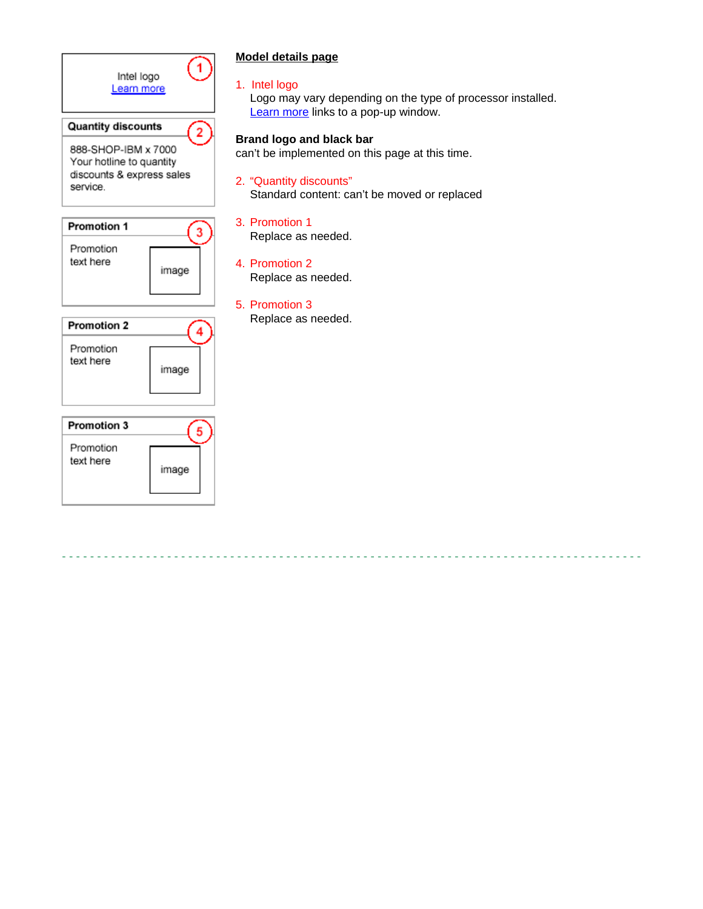Intel logo
Learn more

1

**Quantity discounts**

2

888-SHOP-IBM x 7000
Your hotline to quantity discounts & express sales service.

**Promotion 1**

3

Promotion text here

image

**Promotion 2**

4

Promotion text here

image

**Promotion 3**

5

Promotion text here

image

**Model details page**

1. Intel logo
   Logo may vary depending on the type of processor installed.
   Learn more links to a pop-up window.

**Brand logo and black bar**
can't be implemented on this page at this time.

2. "Quantity discounts"
   Standard content: can't be moved or replaced

3. Promotion 1
   Replace as needed.

4. Promotion 2
   Replace as needed.

5. Promotion 3
   Replace as needed.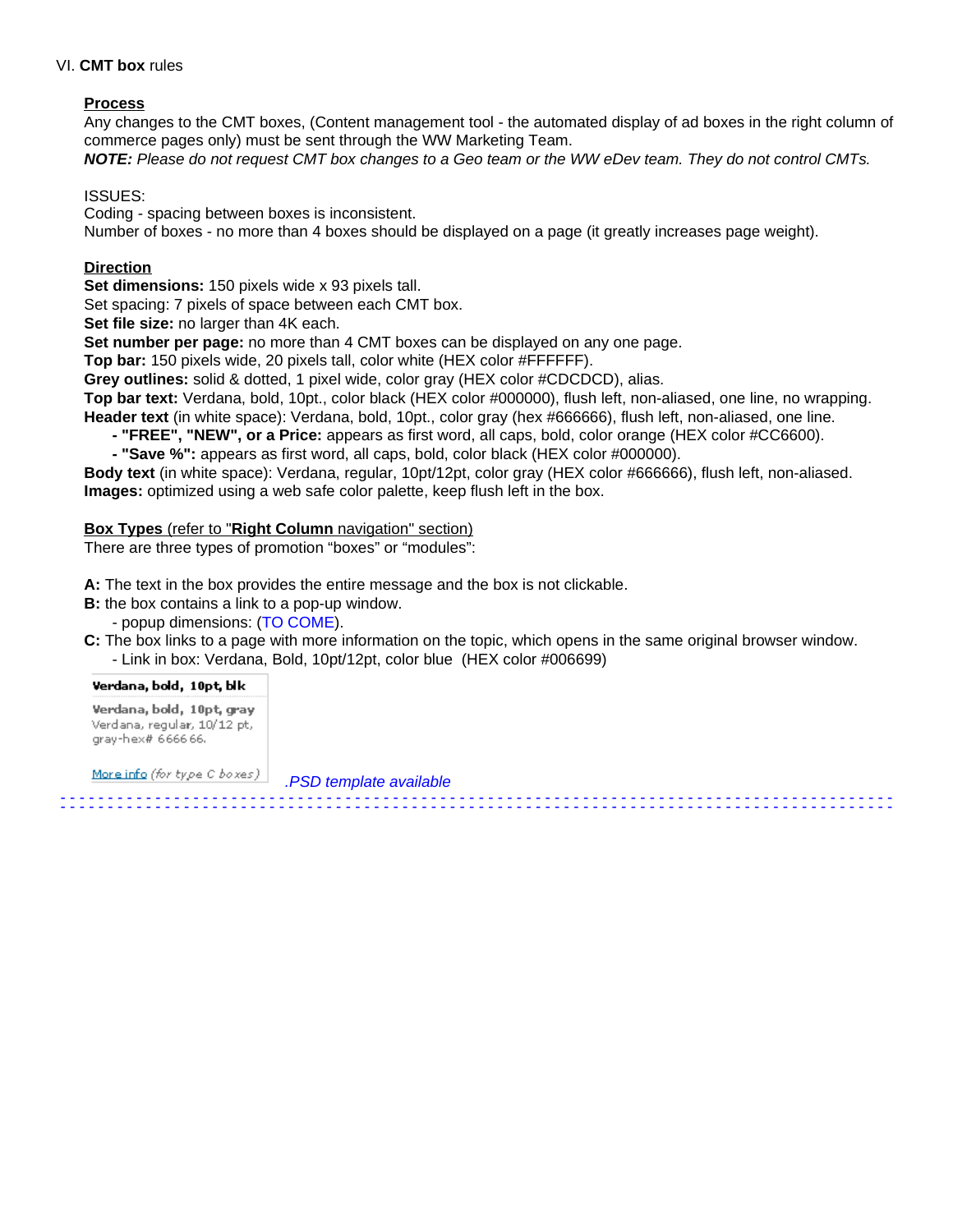VI. **CMT box** rules

**Process**

Any changes to the CMT boxes, (Content management tool - the automated display of ad boxes in the right column of commerce pages only) must be sent through the WW Marketing Team.

***NOTE:*** *Please do not request CMT box changes to a Geo team or the WW eDev team. They do not control CMTs.*

ISSUES:
Coding - spacing between boxes is inconsistent.
Number of boxes - no more than 4 boxes should be displayed on a page (it greatly increases page weight).

**Direction**

**Set dimensions:** 150 pixels wide x 93 pixels tall.
Set spacing: 7 pixels of space between each CMT box.
**Set file size:** no larger than 4K each.
**Set number per page:** no more than 4 CMT boxes can be displayed on any one page.
**Top bar:** 150 pixels wide, 20 pixels tall, color white (HEX color #FFFFFF).
**Grey outlines:** solid & dotted, 1 pixel wide, color gray (HEX color #CDCDCD), alias.
**Top bar text:** Verdana, bold, 10pt., color black (HEX color #000000), flush left, non-aliased, one line, no wrapping.
**Header text** (in white space): Verdana, bold, 10pt., color gray (hex #666666), flush left, non-aliased, one line.

- **"FREE", "NEW", or a Price:** appears as first word, all caps, bold, color orange (HEX color #CC6600).
- **"Save %":** appears as first word, all caps, bold, color black (HEX color #000000).

**Body text** (in white space): Verdana, regular, 10pt/12pt, color gray (HEX color #666666), flush left, non-aliased.
**Images:** optimized using a web safe color palette, keep flush left in the box.

**Box Types** (refer to "**Right Column** navigation" section)

There are three types of promotion "boxes" or "modules":

**A:** The text in the box provides the entire message and the box is not clickable.
**B:** the box contains a link to a pop-up window.
- popup dimensions: (TO COME).

**C:** The box links to a page with more information on the topic, which opens in the same original browser window.
- Link in box: Verdana, Bold, 10pt/12pt, color blue (HEX color #006699)

**Verdana, bold, 10pt, blk**

**Verdana, bold, 10pt, gray**
Verdana, regular, 10/12 pt, gray-hex# 666666.

More info *(for type C boxes)*

*.PSD template available*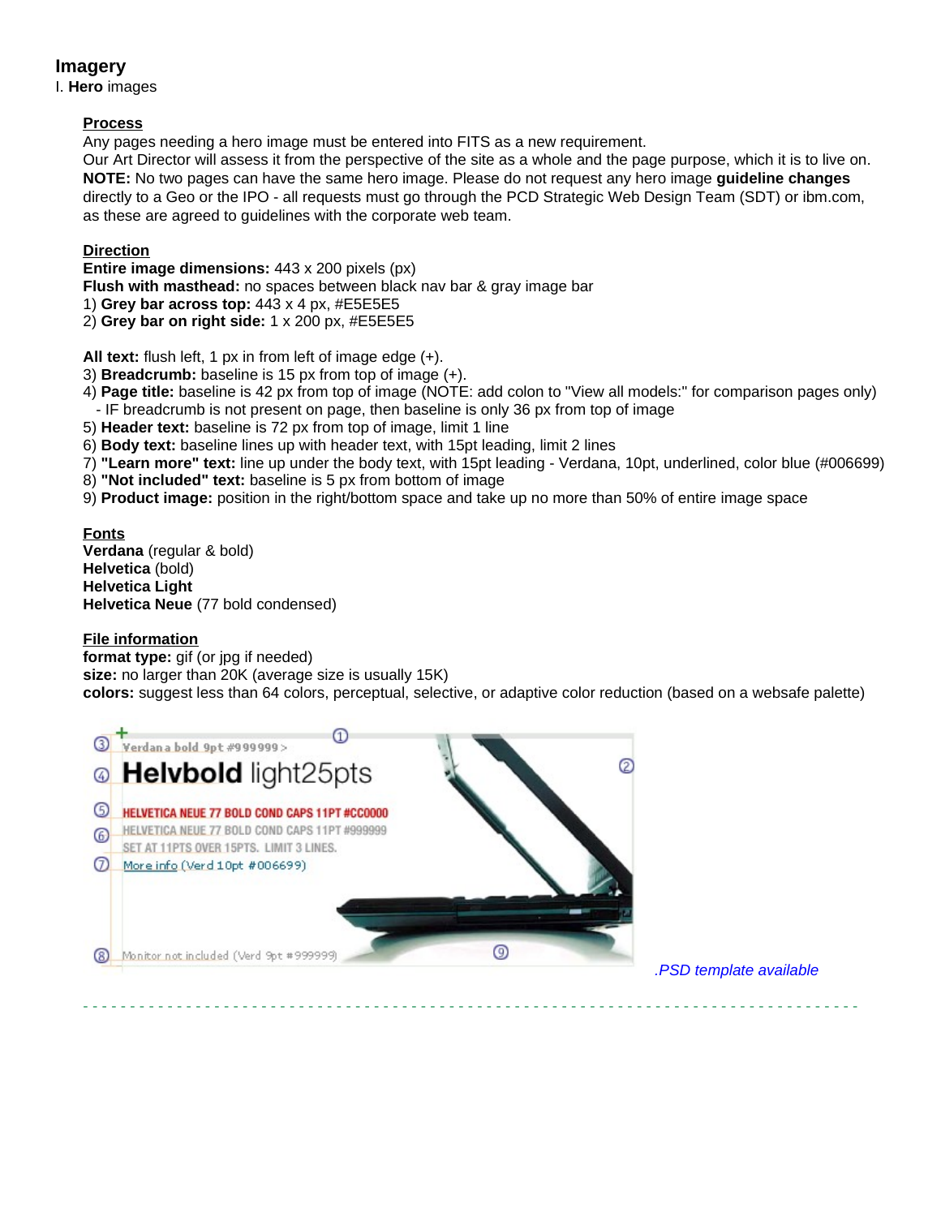## Imagery

I. **Hero** images

**Process**

Any pages needing a hero image must be entered into FITS as a new requirement.
Our Art Director will assess it from the perspective of the site as a whole and the page purpose, which it is to live on.
**NOTE:** No two pages can have the same hero image. Please do not request any hero image **guideline changes** directly to a Geo or the IPO - all requests must go through the PCD Strategic Web Design Team (SDT) or ibm.com, as these are agreed to guidelines with the corporate web team.

**Direction**

**Entire image dimensions:** 443 x 200 pixels (px)
**Flush with masthead:** no spaces between black nav bar & gray image bar
1) **Grey bar across top:** 443 x 4 px, #E5E5E5
2) **Grey bar on right side:** 1 x 200 px, #E5E5E5

**All text:** flush left, 1 px in from left of image edge (+).
3) **Breadcrumb:** baseline is 15 px from top of image (+).
4) **Page title:** baseline is 42 px from top of image (NOTE: add colon to "View all models:" for comparison pages only)
- IF breadcrumb is not present on page, then baseline is only 36 px from top of image
5) **Header text:** baseline is 72 px from top of image, limit 1 line
6) **Body text:** baseline lines up with header text, with 15pt leading, limit 2 lines
7) **"Learn more" text:** line up under the body text, with 15pt leading - Verdana, 10pt, underlined, color blue (#006699)
8) **"Not included" text:** baseline is 5 px from bottom of image
9) **Product image:** position in the right/bottom space and take up no more than 50% of entire image space

**Fonts**

**Verdana** (regular & bold)
**Helvetica** (bold)
**Helvetica Light**
**Helvetica Neue** (77 bold condensed)

**File information**

**format type:** gif (or jpg if needed)
**size:** no larger than 20K (average size is usually 15K)
**colors:** suggest less than 64 colors, perceptual, selective, or adaptive color reduction (based on a websafe palette)

*.PSD template available*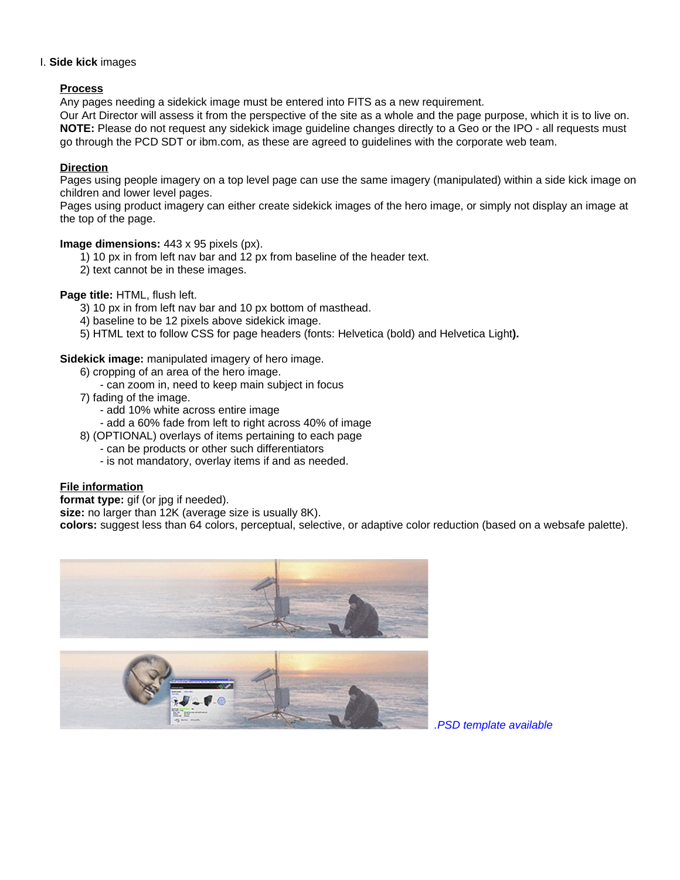I. **Side kick** images

**Process**

Any pages needing a sidekick image must be entered into FITS as a new requirement.
Our Art Director will assess it from the perspective of the site as a whole and the page purpose, which it is to live on.
**NOTE:** Please do not request any sidekick image guideline changes directly to a Geo or the IPO - all requests must go through the PCD SDT or ibm.com, as these are agreed to guidelines with the corporate web team.

**Direction**

Pages using people imagery on a top level page can use the same imagery (manipulated) within a side kick image on children and lower level pages.
Pages using product imagery can either create sidekick images of the hero image, or simply not display an image at the top of the page.

**Image dimensions:** 443 x 95 pixels (px).

1) 10 px in from left nav bar and 12 px from baseline of the header text.
2) text cannot be in these images.

**Page title:** HTML, flush left.

3) 10 px in from left nav bar and 10 px bottom of masthead.
4) baseline to be 12 pixels above sidekick image.
5) HTML text to follow CSS for page headers (fonts: Helvetica (bold) and Helvetica Light**).**

**Sidekick image:** manipulated imagery of hero image.

6) cropping of an area of the hero image.
   - can zoom in, need to keep main subject in focus
7) fading of the image.
   - add 10% white across entire image
   - add a 60% fade from left to right across 40% of image
8) (OPTIONAL) overlays of items pertaining to each page
   - can be products or other such differentiators
   - is not mandatory, overlay items if and as needed.

**File information**

**format type:** gif (or jpg if needed).
**size:** no larger than 12K (average size is usually 8K).
**colors:** suggest less than 64 colors, perceptual, selective, or adaptive color reduction (based on a websafe palette).

*.PSD template available*